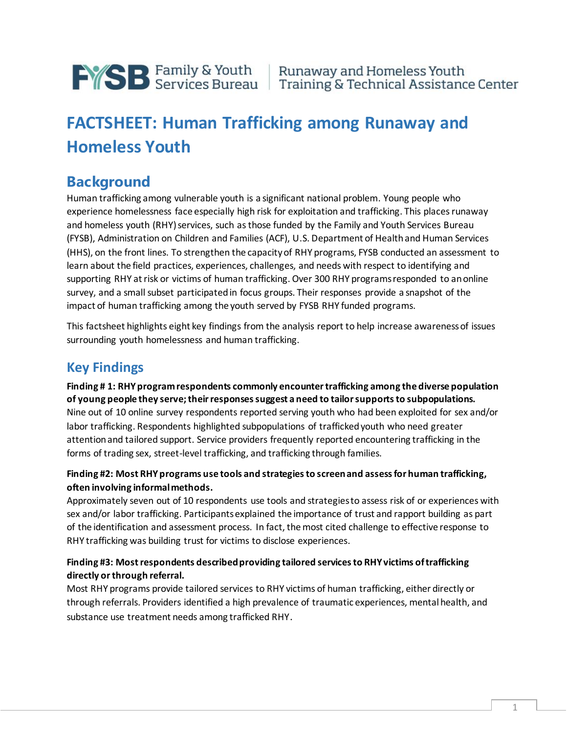Family & Youth Services Bureau | Runaway and Homeless Youth Training & Technical Assistance Center

# FACTSHEET: Human Trafficking among Runaway and Homeless Youth

## Background

Human trafficking among vulnerable youth is a significant national problem. Young people who experience homelessness face especially high risk for exploitation and trafficking. This places runaway and homeless youth (RHY) services, such as those funded by the Family and Youth Services Bureau (FYSB), Administration on Children and Families (ACF), U.S. Department of Health and Human Services (HHS), on the front lines. To strengthen the capacity of RHY programs, FYSB conducted an assessment to learn about the field practices, experiences, challenges, and needs with respect to identifying and supporting RHY at risk or victims of human trafficking. Over 300 RHY programs responded to an online survey, and a small subset participated in focus groups. Their responses provide a snapshot of the impact of human trafficking among the youth served by FYSB RHY funded programs.

This factsheet highlights eight key findings from the analysis report to help increase awareness of issues surrounding youth homelessness and human trafficking.

## Key Findings

**Finding # 1: RHY program respondents commonly encounter trafficking among the diverse population of young people they serve; their responses suggest a need to tailor supports to subpopulations.**
Nine out of 10 online survey respondents reported serving youth who had been exploited for sex and/or labor trafficking. Respondents highlighted subpopulations of trafficked youth who need greater attention and tailored support. Service providers frequently reported encountering trafficking in the forms of trading sex, street-level trafficking, and trafficking through families.

**Finding #2: Most RHY programs use tools and strategies to screen and assess for human trafficking, often involving informal methods.**
Approximately seven out of 10 respondents use tools and strategies to assess risk of or experiences with sex and/or labor trafficking. Participants explained the importance of trust and rapport building as part of the identification and assessment process. In fact, the most cited challenge to effective response to RHY trafficking was building trust for victims to disclose experiences.

**Finding #3: Most respondents described providing tailored services to RHY victims of trafficking directly or through referral.**
Most RHY programs provide tailored services to RHY victims of human trafficking, either directly or through referrals. Providers identified a high prevalence of traumatic experiences, mental health, and substance use treatment needs among trafficked RHY.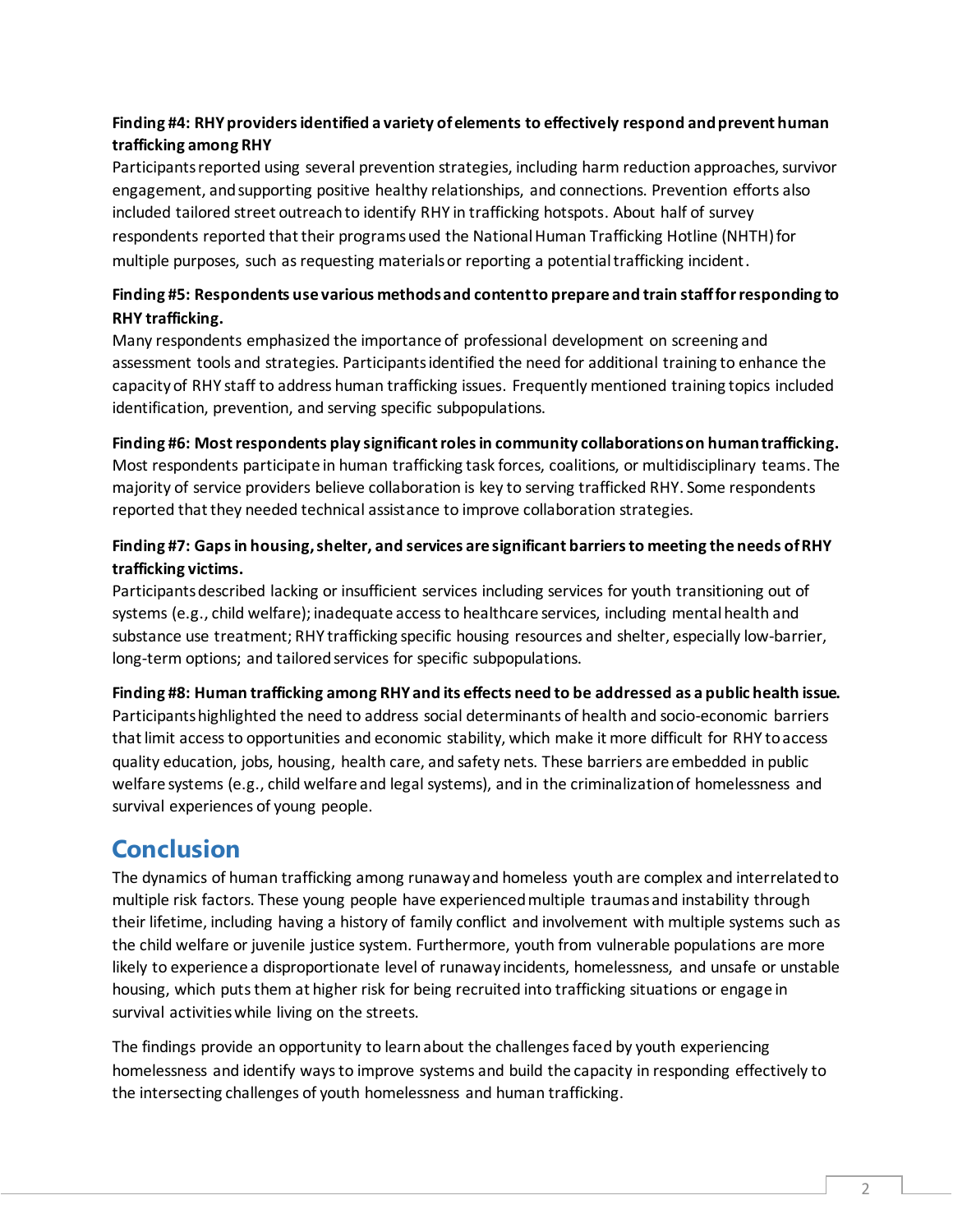**Finding #4: RHY providers identified a variety of elements to effectively respond and prevent human trafficking among RHY**

Participants reported using several prevention strategies, including harm reduction approaches, survivor engagement, and supporting positive healthy relationships, and connections. Prevention efforts also included tailored street outreach to identify RHY in trafficking hotspots. About half of survey respondents reported that their programs used the National Human Trafficking Hotline (NHTH) for multiple purposes, such as requesting materials or reporting a potential trafficking incident.

**Finding #5: Respondents use various methods and content to prepare and train staff for responding to RHY trafficking.**

Many respondents emphasized the importance of professional development on screening and assessment tools and strategies. Participants identified the need for additional training to enhance the capacity of RHY staff to address human trafficking issues. Frequently mentioned training topics included identification, prevention, and serving specific subpopulations.

**Finding #6: Most respondents play significant roles in community collaborations on human trafficking.**

Most respondents participate in human trafficking task forces, coalitions, or multidisciplinary teams. The majority of service providers believe collaboration is key to serving trafficked RHY. Some respondents reported that they needed technical assistance to improve collaboration strategies.

**Finding #7: Gaps in housing, shelter, and services are significant barriers to meeting the needs of RHY trafficking victims.**

Participants described lacking or insufficient services including services for youth transitioning out of systems (e.g., child welfare); inadequate access to healthcare services, including mental health and substance use treatment; RHY trafficking specific housing resources and shelter, especially low-barrier, long-term options; and tailored services for specific subpopulations.

**Finding #8: Human trafficking among RHY and its effects need to be addressed as a public health issue.**

Participants highlighted the need to address social determinants of health and socio-economic barriers that limit access to opportunities and economic stability, which make it more difficult for RHY to access quality education, jobs, housing, health care, and safety nets. These barriers are embedded in public welfare systems (e.g., child welfare and legal systems), and in the criminalization of homelessness and survival experiences of young people.

## Conclusion

The dynamics of human trafficking among runaway and homeless youth are complex and interrelated to multiple risk factors. These young people have experienced multiple traumas and instability through their lifetime, including having a history of family conflict and involvement with multiple systems such as the child welfare or juvenile justice system. Furthermore, youth from vulnerable populations are more likely to experience a disproportionate level of runaway incidents, homelessness, and unsafe or unstable housing, which puts them at higher risk for being recruited into trafficking situations or engage in survival activities while living on the streets.

The findings provide an opportunity to learn about the challenges faced by youth experiencing homelessness and identify ways to improve systems and build the capacity in responding effectively to the intersecting challenges of youth homelessness and human trafficking.